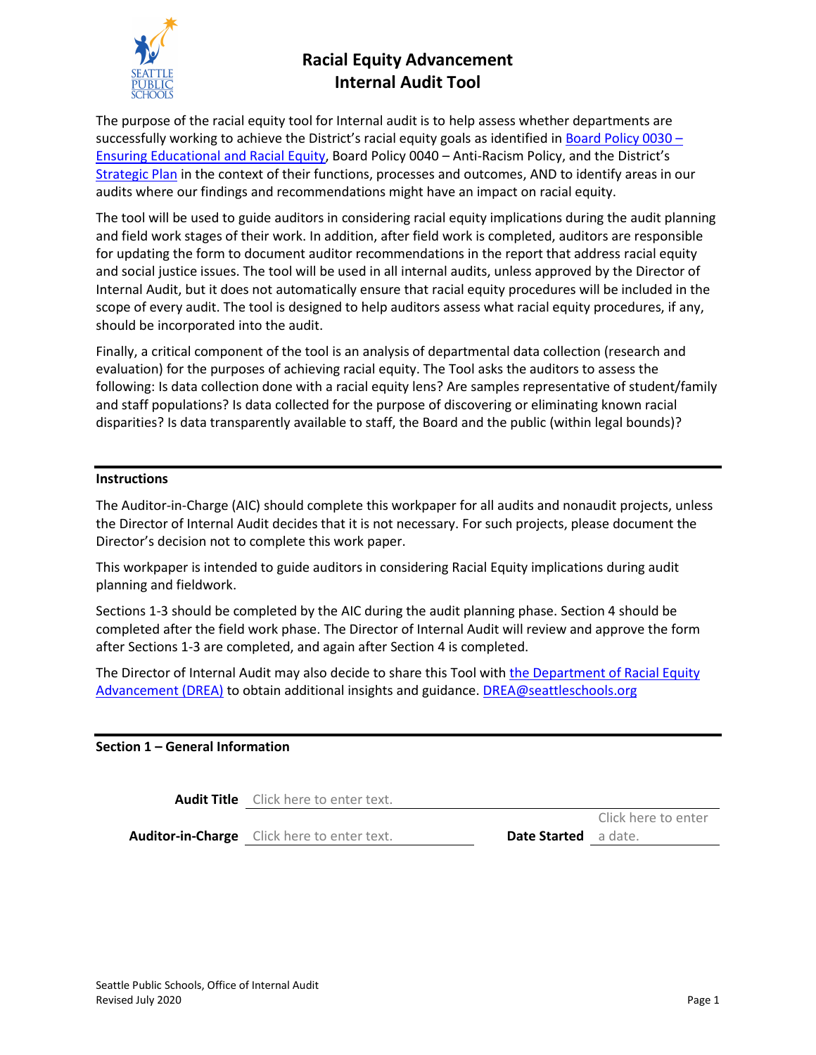# Racial Equity Advancement Internal Audit Tool

The purpose of the racial equity tool for Internal audit is to help assess whether departments are successfully working to achieve the District's racial equity goals as identified in Board Policy 0030 – Ensuring Educational and Racial Equity, Board Policy 0040 – Anti-Racism Policy, and the District's Strategic Plan in the context of their functions, processes and outcomes, AND to identify areas in our audits where our findings and recommendations might have an impact on racial equity.

The tool will be used to guide auditors in considering racial equity implications during the audit planning and field work stages of their work. In addition, after field work is completed, auditors are responsible for updating the form to document auditor recommendations in the report that address racial equity and social justice issues. The tool will be used in all internal audits, unless approved by the Director of Internal Audit, but it does not automatically ensure that racial equity procedures will be included in the scope of every audit. The tool is designed to help auditors assess what racial equity procedures, if any, should be incorporated into the audit.

Finally, a critical component of the tool is an analysis of departmental data collection (research and evaluation) for the purposes of achieving racial equity. The Tool asks the auditors to assess the following: Is data collection done with a racial equity lens? Are samples representative of student/family and staff populations? Is data collected for the purpose of discovering or eliminating known racial disparities? Is data transparently available to staff, the Board and the public (within legal bounds)?

---

**Instructions**

The Auditor-in-Charge (AIC) should complete this workpaper for all audits and nonaudit projects, unless the Director of Internal Audit decides that it is not necessary. For such projects, please document the Director's decision not to complete this work paper.

This workpaper is intended to guide auditors in considering Racial Equity implications during audit planning and fieldwork.

Sections 1-3 should be completed by the AIC during the audit planning phase. Section 4 should be completed after the field work phase. The Director of Internal Audit will review and approve the form after Sections 1-3 are completed, and again after Section 4 is completed.

The Director of Internal Audit may also decide to share this Tool with the Department of Racial Equity Advancement (DREA) to obtain additional insights and guidance. DREA@seattleschools.org

---

**Section 1 – General Information**

**Audit Title** Click here to enter text.

**Auditor-in-Charge** Click here to enter text. **Date Started** Click here to enter a date.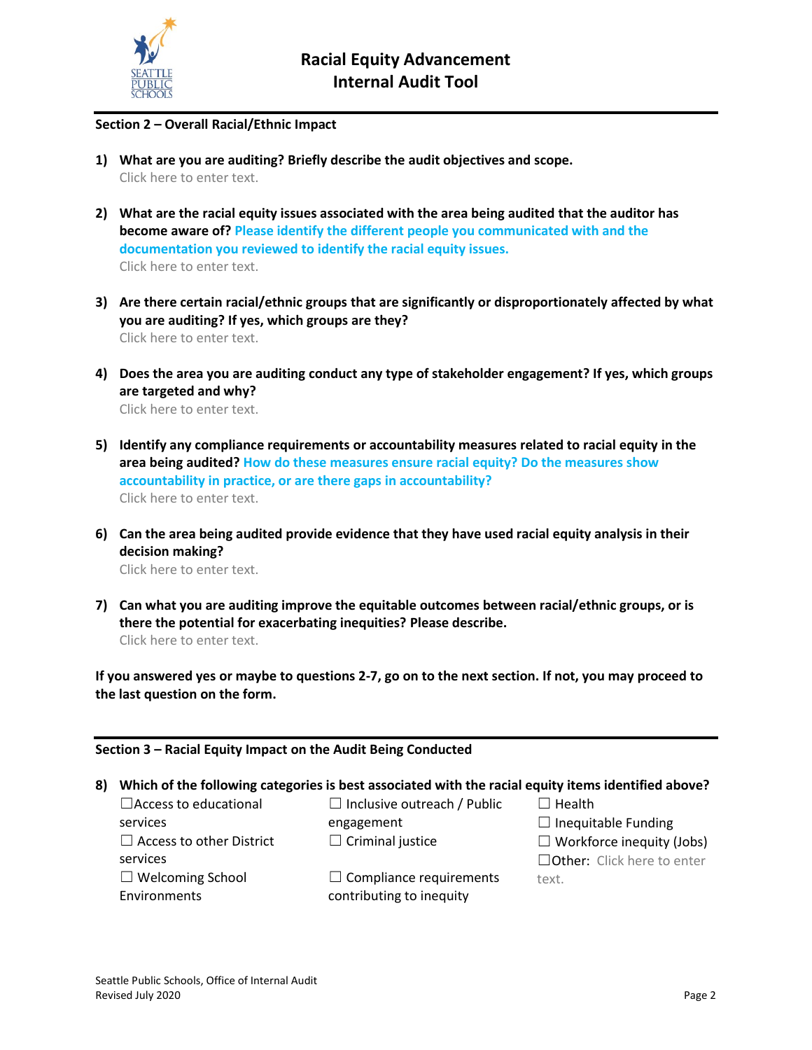**Racial Equity Advancement**
**Internal Audit Tool**

## Section 2 – Overall Racial/Ethnic Impact

1) **What are you are auditing? Briefly describe the audit objectives and scope.**
   Click here to enter text.

2) **What are the racial equity issues associated with the area being audited that the auditor has become aware of?** **Please identify the different people you communicated with and the documentation you reviewed to identify the racial equity issues.**
   Click here to enter text.

3) **Are there certain racial/ethnic groups that are significantly or disproportionately affected by what you are auditing? If yes, which groups are they?**
   Click here to enter text.

4) **Does the area you are auditing conduct any type of stakeholder engagement? If yes, which groups are targeted and why?**
   Click here to enter text.

5) **Identify any compliance requirements or accountability measures related to racial equity in the area being audited?** **How do these measures ensure racial equity? Do the measures show accountability in practice, or are there gaps in accountability?**
   Click here to enter text.

6) **Can the area being audited provide evidence that they have used racial equity analysis in their decision making?**
   Click here to enter text.

7) **Can what you are auditing improve the equitable outcomes between racial/ethnic groups, or is there the potential for exacerbating inequities? Please describe.**
   Click here to enter text.

**If you answered yes or maybe to questions 2-7, go on to the next section. If not, you may proceed to the last question on the form.**

## Section 3 – Racial Equity Impact on the Audit Being Conducted

8) **Which of the following categories is best associated with the racial equity items identified above?**

☐Access to educational services
☐ Access to other District services
☐ Welcoming School Environments
☐ Inclusive outreach / Public engagement
☐ Criminal justice
☐ Compliance requirements contributing to inequity
☐ Health
☐ Inequitable Funding
☐ Workforce inequity (Jobs)
☐Other: Click here to enter text.

Seattle Public Schools, Office of Internal Audit
Revised July 2020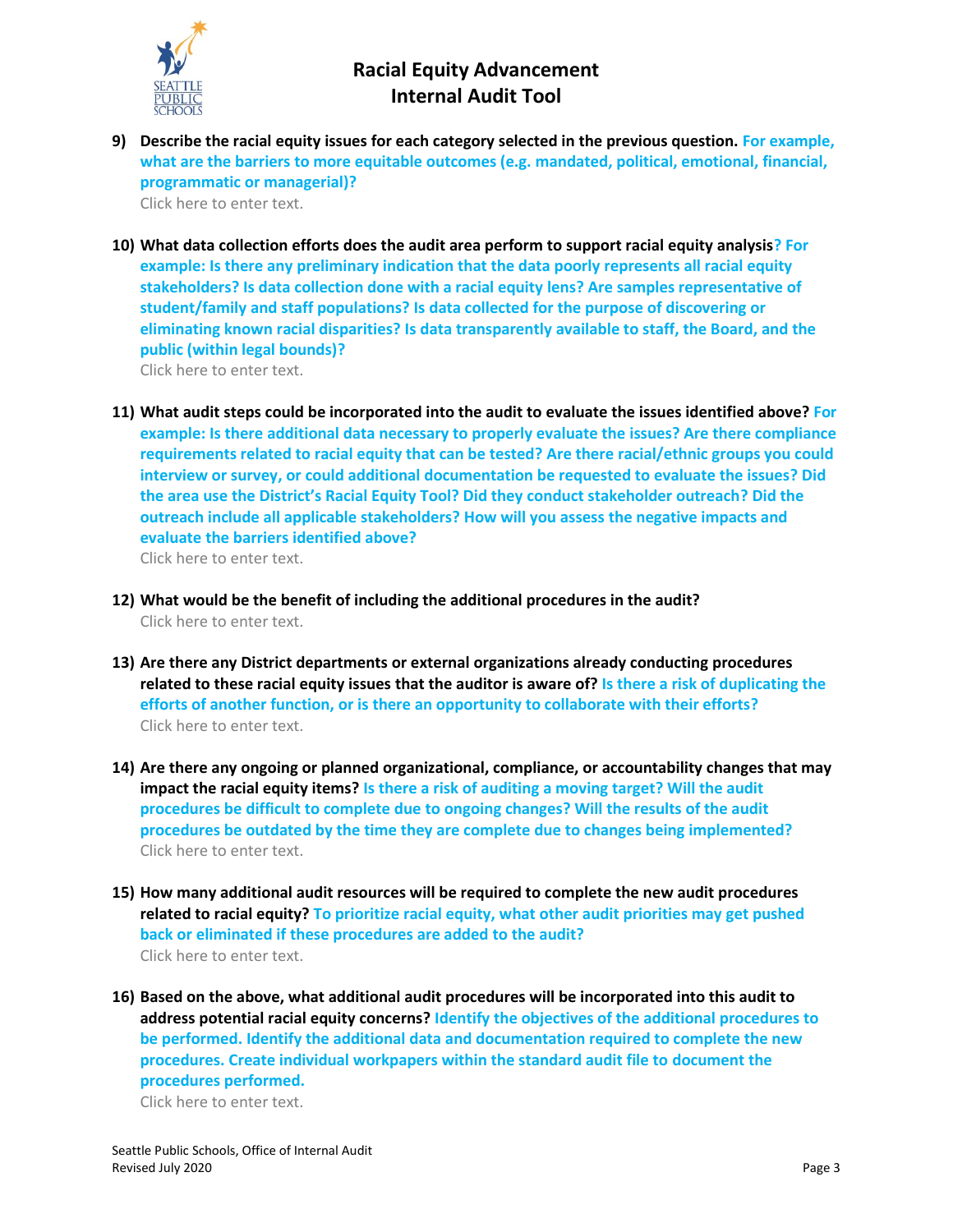# Racial Equity Advancement Internal Audit Tool

**9) Describe the racial equity issues for each category selected in the previous question.** **For example, what are the barriers to more equitable outcomes (e.g. mandated, political, emotional, financial, programmatic or managerial)?**
Click here to enter text.

**10) What data collection efforts does the audit area perform to support racial equity analysis?** **For example: Is there any preliminary indication that the data poorly represents all racial equity stakeholders? Is data collection done with a racial equity lens? Are samples representative of student/family and staff populations? Is data collected for the purpose of discovering or eliminating known racial disparities? Is data transparently available to staff, the Board, and the public (within legal bounds)?**
Click here to enter text.

**11) What audit steps could be incorporated into the audit to evaluate the issues identified above?** **For example: Is there additional data necessary to properly evaluate the issues? Are there compliance requirements related to racial equity that can be tested? Are there racial/ethnic groups you could interview or survey, or could additional documentation be requested to evaluate the issues? Did the area use the District's Racial Equity Tool? Did they conduct stakeholder outreach? Did the outreach include all applicable stakeholders? How will you assess the negative impacts and evaluate the barriers identified above?**
Click here to enter text.

**12) What would be the benefit of including the additional procedures in the audit?**
Click here to enter text.

**13) Are there any District departments or external organizations already conducting procedures related to these racial equity issues that the auditor is aware of?** **Is there a risk of duplicating the efforts of another function, or is there an opportunity to collaborate with their efforts?**
Click here to enter text.

**14) Are there any ongoing or planned organizational, compliance, or accountability changes that may impact the racial equity items?** **Is there a risk of auditing a moving target? Will the audit procedures be difficult to complete due to ongoing changes? Will the results of the audit procedures be outdated by the time they are complete due to changes being implemented?**
Click here to enter text.

**15) How many additional audit resources will be required to complete the new audit procedures related to racial equity?** **To prioritize racial equity, what other audit priorities may get pushed back or eliminated if these procedures are added to the audit?**
Click here to enter text.

**16) Based on the above, what additional audit procedures will be incorporated into this audit to address potential racial equity concerns?** **Identify the objectives of the additional procedures to be performed. Identify the additional data and documentation required to complete the new procedures. Create individual workpapers within the standard audit file to document the procedures performed.**
Click here to enter text.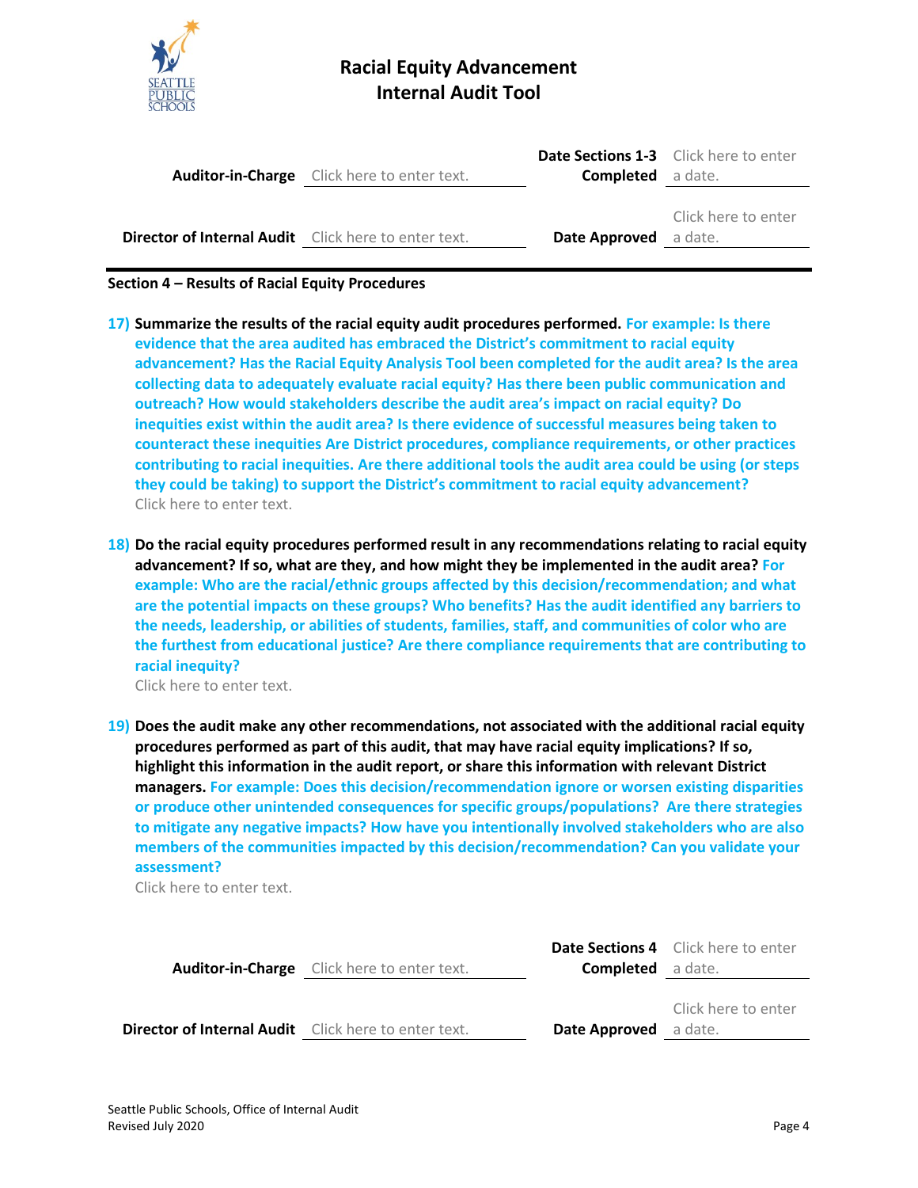# Racial Equity Advancement Internal Audit Tool

| | | | |
|---|---|---|---|
| **Auditor-in-Charge** | Click here to enter text. | **Date Sections 1-3 Completed** | Click here to enter a date. |
| **Director of Internal Audit** | Click here to enter text. | **Date Approved** | Click here to enter a date. |

## Section 4 – Results of Racial Equity Procedures

17) **Summarize the results of the racial equity audit procedures performed.** **For example: Is there evidence that the area audited has embraced the District's commitment to racial equity advancement? Has the Racial Equity Analysis Tool been completed for the audit area? Is the area collecting data to adequately evaluate racial equity? Has there been public communication and outreach? How would stakeholders describe the audit area's impact on racial equity? Do inequities exist within the audit area? Is there evidence of successful measures being taken to counteract these inequities Are District procedures, compliance requirements, or other practices contributing to racial inequities. Are there additional tools the audit area could be using (or steps they could be taking) to support the District's commitment to racial equity advancement?**
Click here to enter text.

18) **Do the racial equity procedures performed result in any recommendations relating to racial equity advancement? If so, what are they, and how might they be implemented in the audit area?** **For example: Who are the racial/ethnic groups affected by this decision/recommendation; and what are the potential impacts on these groups? Who benefits? Has the audit identified any barriers to the needs, leadership, or abilities of students, families, staff, and communities of color who are the furthest from educational justice? Are there compliance requirements that are contributing to racial inequity?**
Click here to enter text.

19) **Does the audit make any other recommendations, not associated with the additional racial equity procedures performed as part of this audit, that may have racial equity implications? If so, highlight this information in the audit report, or share this information with relevant District managers.** **For example: Does this decision/recommendation ignore or worsen existing disparities or produce other unintended consequences for specific groups/populations? Are there strategies to mitigate any negative impacts? How have you intentionally involved stakeholders who are also members of the communities impacted by this decision/recommendation? Can you validate your assessment?**
Click here to enter text.

| | | | |
|---|---|---|---|
| **Auditor-in-Charge** | Click here to enter text. | **Date Sections 4 Completed** | Click here to enter a date. |
| **Director of Internal Audit** | Click here to enter text. | **Date Approved** | Click here to enter a date. |

Seattle Public Schools, Office of Internal Audit
Revised July 2020